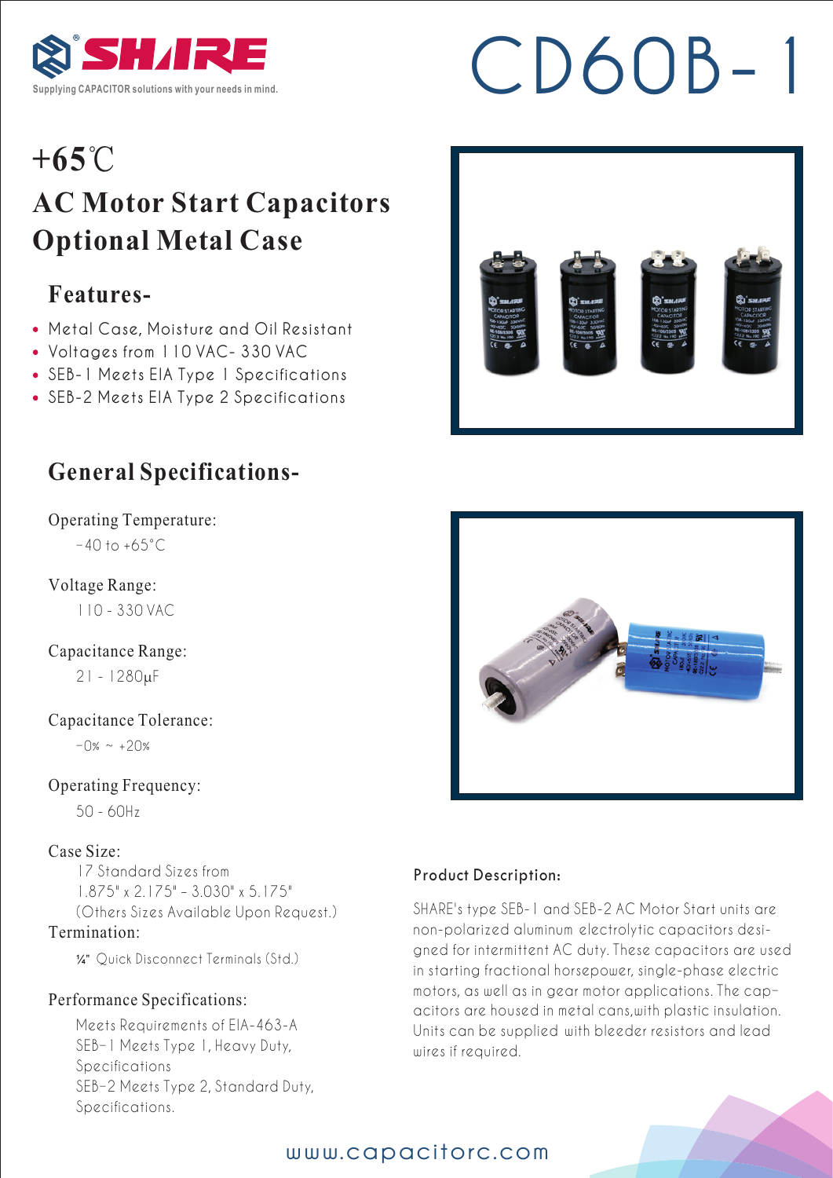SHARE®

Supplying CAPACITOR solutions with your needs in mind.

# CD60B-1

## +65℃

## AC Motor Start Capacitors Optional Metal Case

### Features-

- Metal Case, Moisture and Oil Resistant
- Voltages from 110 VAC- 330 VAC
- SEB-1 Meets EIA Type 1 Specifications
- SEB-2 Meets EIA Type 2 Specifications

### General Specifications-

Operating Temperature:

-40 to +65°C

Voltage Range:

110 - 330 VAC

Capacitance Range:

21 - 1280μF

Capacitance Tolerance:

-0% ~ +20%

Operating Frequency:

50 - 60Hz

Case Size:

17 Standard Sizes from
1.875" x 2.175" - 3.030" x 5.175"
(Others Sizes Available Upon Request.)

Termination:

¼" Quick Disconnect Terminals (Std.)

Performance Specifications:

Meets Requirements of EIA-463-A
SEB-1 Meets Type 1, Heavy Duty, Specifications
SEB-2 Meets Type 2, Standard Duty, Specifications.

**Product Description:**

SHARE's type SEB-1 and SEB-2 AC Motor Start units are non-polarized aluminum electrolytic capacitors designed for intermittent AC duty. These capacitors are used in starting fractional horsepower, single-phase electric motors, as well as in gear motor applications. The capacitors are housed in metal cans,with plastic insulation. Units can be supplied with bleeder resistors and lead wires if required.

www.capacitorc.com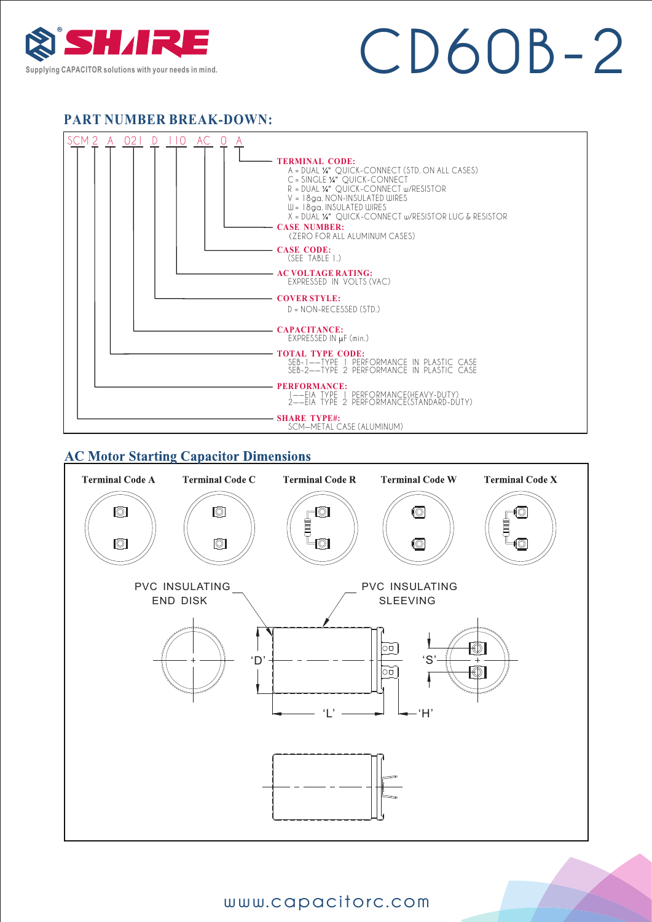SHARE
Supplying CAPACITOR solutions with your needs in mind.

# CD60B-2

## PART NUMBER BREAK-DOWN:

SCM 2 A 021 D 110 AC 0 A

**TERMINAL CODE:**
A = DUAL ¼" QUICK-CONNECT (STD. ON ALL CASES)
C = SINGLE ¼" QUICK-CONNECT
R = DUAL ¼" QUICK-CONNECT w/RESISTOR
V = 18ga. NON-INSULATED WIRES
W = 18ga. INSULATED WIRES
X = DUAL ¼" QUICK-CONNECT w/RESISTOR LUG & RESISTOR

**CASE NUMBER:**
(ZERO FOR ALL ALUMINUM CASES)

**CASE CODE:**
(SEE TABLE 1.)

**AC VOLTAGE RATING:**
EXPRESSED IN VOLTS (VAC)

**COVER STYLE:**
D = NON-RECESSED (STD.)

**CAPACITANCE:**
EXPRESSED IN μF (min.)

**TOTAL TYPE CODE:**
SEB-1--TYPE 1 PERFORMANCE IN PLASTIC CASE
SEB-2--TYPE 2 PERFORMANCE IN PLASTIC CASE

**PERFORMANCE:**
1--EIA TYPE 1 PERFORMANCE(HEAVY-DUTY)
2--EIA TYPE 2 PERFORMANCE(STANDARD-DUTY)

**SHARE TYPE#:**
SCM--METAL CASE (ALUMINUM)

## AC Motor Starting Capacitor Dimensions

Terminal Code A | Terminal Code C | Terminal Code R | Terminal Code W | Terminal Code X

PVC INSULATING END DISK

PVC INSULATING SLEEVING

'D' 'L' 'H' 'S'

www.capacitorc.com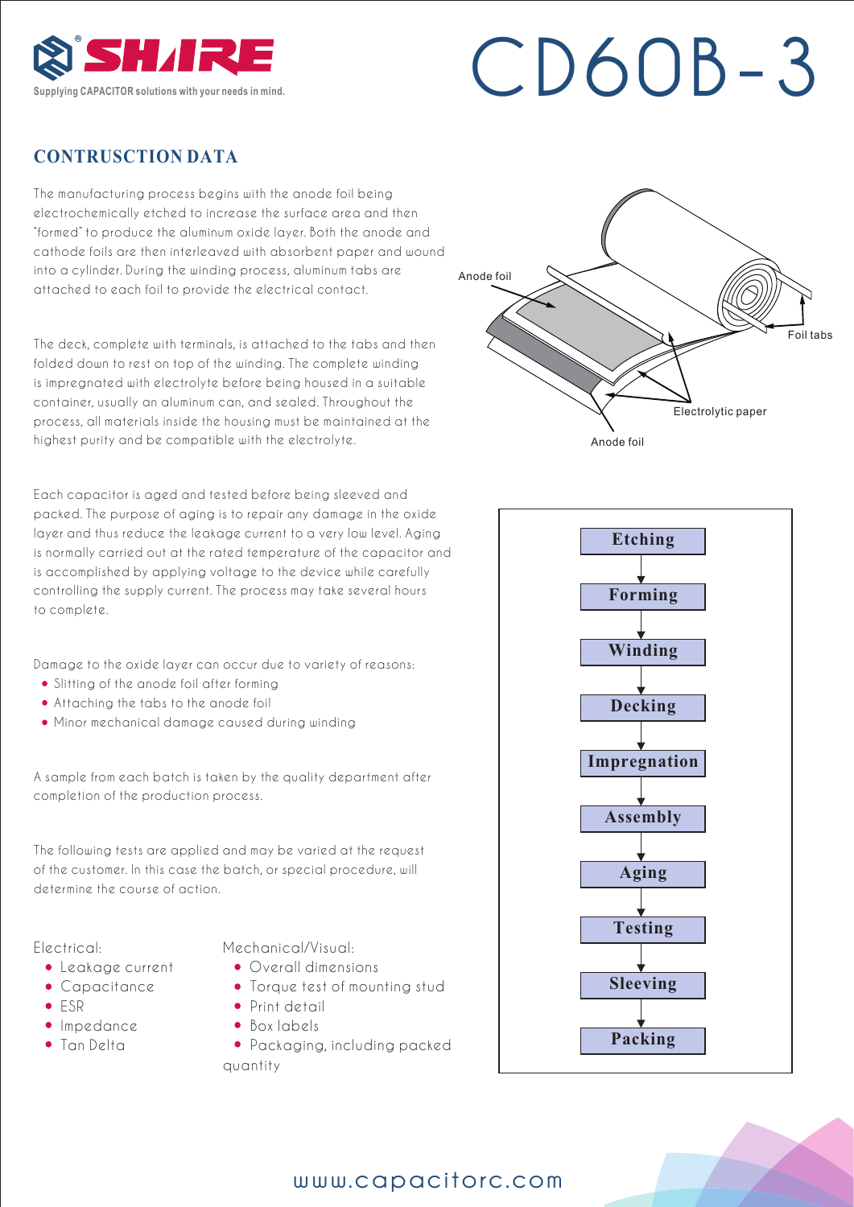# CD60B-3

Supplying CAPACITOR solutions with your needs in mind.

## CONTRUSCTION DATA

The manufacturing process begins with the anode foil being electrochemically etched to increase the surface area and then "formed" to produce the aluminum oxide layer. Both the anode and cathode foils are then interleaved with absorbent paper and wound into a cylinder. During the winding process, aluminum tabs are attached to each foil to provide the electrical contact.

The deck, complete with terminals, is attached to the tabs and then folded down to rest on top of the winding. The complete winding is impregnated with electrolyte before being housed in a suitable container, usually an aluminum can, and sealed. Throughout the process, all materials inside the housing must be maintained at the highest purity and be compatible with the electrolyte.

Each capacitor is aged and tested before being sleeved and packed. The purpose of aging is to repair any damage in the oxide layer and thus reduce the leakage current to a very low level. Aging is normally carried out at the rated temperature of the capacitor and is accomplished by applying voltage to the device while carefully controlling the supply current. The process may take several hours to complete.

Damage to the oxide layer can occur due to variety of reasons:

- Slitting of the anode foil after forming
- Attaching the tabs to the anode foil
- Minor mechanical damage caused during winding

A sample from each batch is taken by the quality department after completion of the production process.

The following tests are applied and may be varied at the request of the customer. In this case the batch, or special procedure, will determine the course of action.

Electrical:

- Leakage current
- Capacitance
- ESR
- Impedance
- Tan Delta

Mechanical/Visual:

- Overall dimensions
- Torque test of mounting stud
- Print detail
- Box labels
- Packaging, including packed quantity

Anode foil

Foil tabs

Electrolytic paper

Anode foil

Etching → Forming → Winding → Decking → Impregnation → Assembly → Aging → Testing → Sleeving → Packing

www.capacitorc.com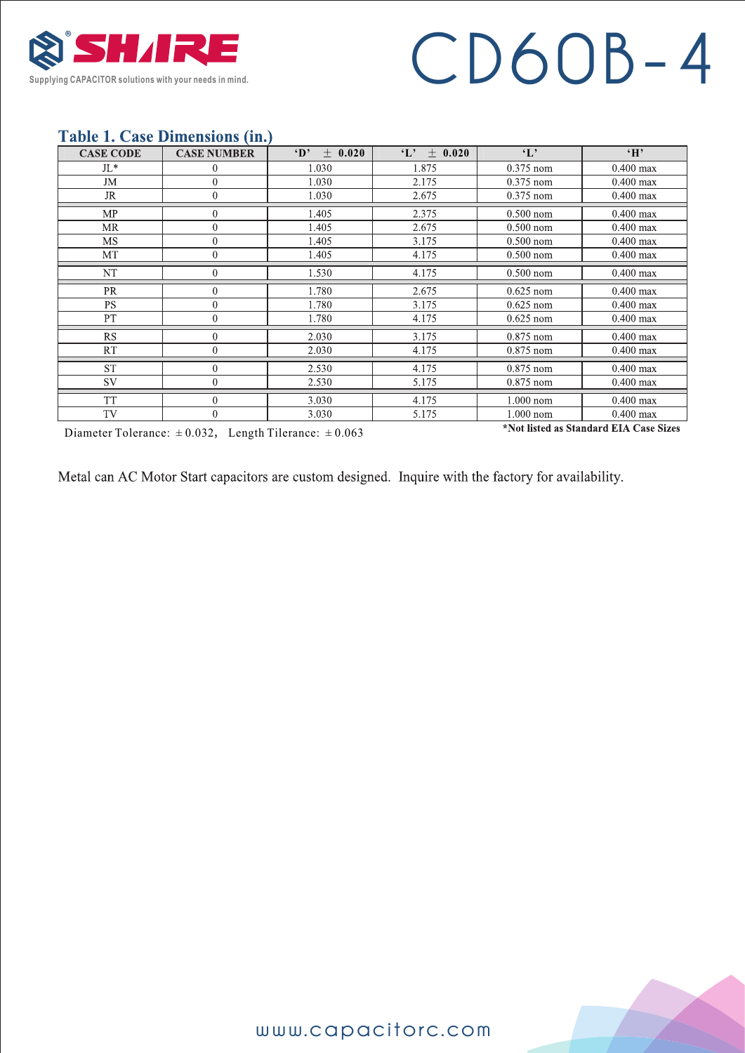# CD60B-4

## Table 1. Case Dimensions (in.)

| CASE CODE | CASE NUMBER | 'D' ± 0.020 | 'L' ± 0.020 | 'L' | 'H' |
|---|---|---|---|---|---|
| JL* | 0 | 1.030 | 1.875 | 0.375 nom | 0.400 max |
| JM | 0 | 1.030 | 2.175 | 0.375 nom | 0.400 max |
| JR | 0 | 1.030 | 2.675 | 0.375 nom | 0.400 max |
| MP | 0 | 1.405 | 2.375 | 0.500 nom | 0.400 max |
| MR | 0 | 1.405 | 2.675 | 0.500 nom | 0.400 max |
| MS | 0 | 1.405 | 3.175 | 0.500 nom | 0.400 max |
| MT | 0 | 1.405 | 4.175 | 0.500 nom | 0.400 max |
| NT | 0 | 1.530 | 4.175 | 0.500 nom | 0.400 max |
| PR | 0 | 1.780 | 2.675 | 0.625 nom | 0.400 max |
| PS | 0 | 1.780 | 3.175 | 0.625 nom | 0.400 max |
| PT | 0 | 1.780 | 4.175 | 0.625 nom | 0.400 max |
| RS | 0 | 2.030 | 3.175 | 0.875 nom | 0.400 max |
| RT | 0 | 2.030 | 4.175 | 0.875 nom | 0.400 max |
| ST | 0 | 2.530 | 4.175 | 0.875 nom | 0.400 max |
| SV | 0 | 2.530 | 5.175 | 0.875 nom | 0.400 max |
| TT | 0 | 3.030 | 4.175 | 1.000 nom | 0.400 max |
| TV | 0 | 3.030 | 5.175 | 1.000 nom | 0.400 max |

Diameter Tolerance: ± 0.032, Length Tilerance: ± 0.063

**\*Not listed as Standard EIA Case Sizes**

Metal can AC Motor Start capacitors are custom designed. Inquire with the factory for availability.